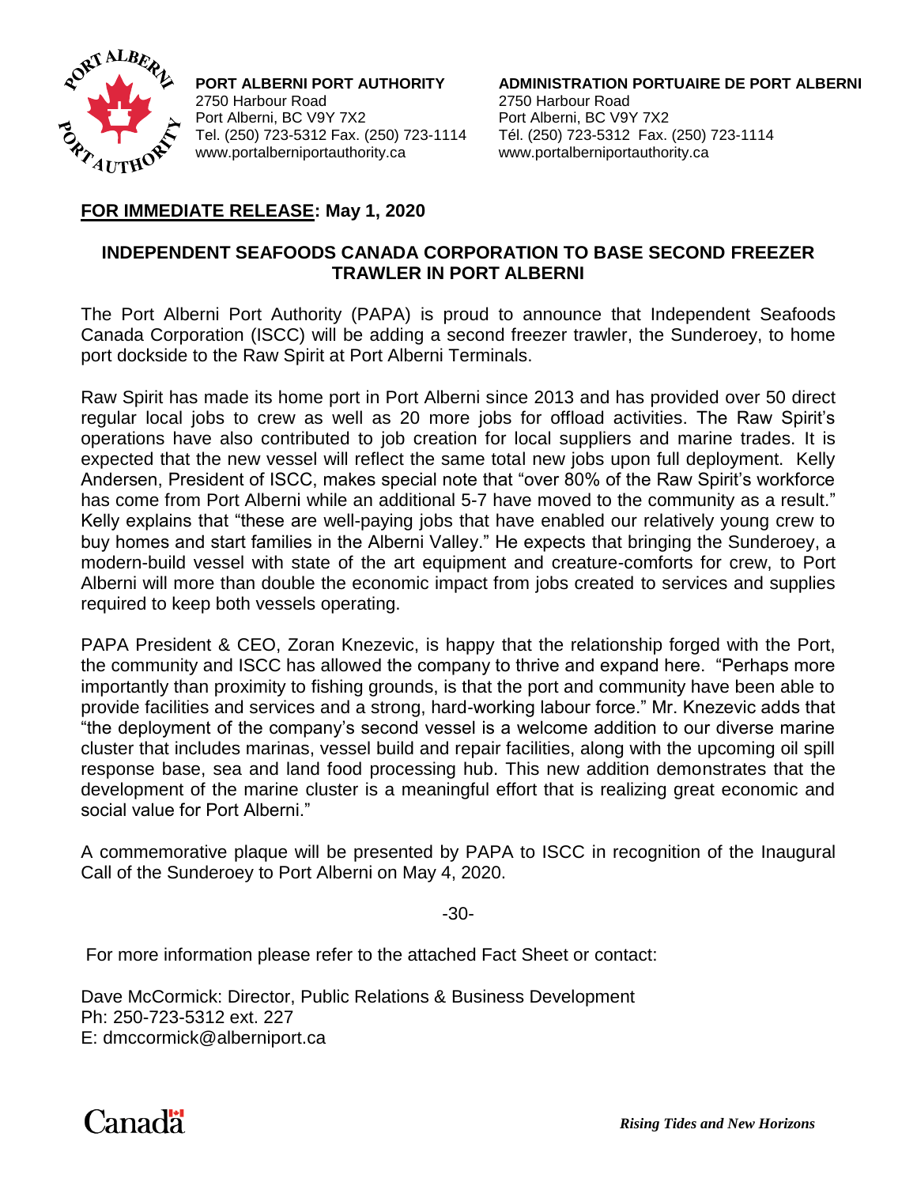**PORT ALBERNI PORT AUTHORITY**
2750 Harbour Road
Port Alberni, BC V9Y 7X2
Tel. (250) 723-5312 Fax. (250) 723-1114
www.portalberniportauthority.ca

**ADMINISTRATION PORTUAIRE DE PORT ALBERNI**
2750 Harbour Road
Port Alberni, BC V9Y 7X2
Tél. (250) 723-5312 Fax. (250) 723-1114
www.portalberniportauthority.ca

**FOR IMMEDIATE RELEASE: May 1, 2020**

## INDEPENDENT SEAFOODS CANADA CORPORATION TO BASE SECOND FREEZER TRAWLER IN PORT ALBERNI

The Port Alberni Port Authority (PAPA) is proud to announce that Independent Seafoods Canada Corporation (ISCC) will be adding a second freezer trawler, the Sunderoey, to home port dockside to the Raw Spirit at Port Alberni Terminals.

Raw Spirit has made its home port in Port Alberni since 2013 and has provided over 50 direct regular local jobs to crew as well as 20 more jobs for offload activities. The Raw Spirit's operations have also contributed to job creation for local suppliers and marine trades. It is expected that the new vessel will reflect the same total new jobs upon full deployment. Kelly Andersen, President of ISCC, makes special note that "over 80% of the Raw Spirit's workforce has come from Port Alberni while an additional 5-7 have moved to the community as a result." Kelly explains that "these are well-paying jobs that have enabled our relatively young crew to buy homes and start families in the Alberni Valley." He expects that bringing the Sunderoey, a modern-build vessel with state of the art equipment and creature-comforts for crew, to Port Alberni will more than double the economic impact from jobs created to services and supplies required to keep both vessels operating.

PAPA President & CEO, Zoran Knezevic, is happy that the relationship forged with the Port, the community and ISCC has allowed the company to thrive and expand here. "Perhaps more importantly than proximity to fishing grounds, is that the port and community have been able to provide facilities and services and a strong, hard-working labour force." Mr. Knezevic adds that "the deployment of the company's second vessel is a welcome addition to our diverse marine cluster that includes marinas, vessel build and repair facilities, along with the upcoming oil spill response base, sea and land food processing hub. This new addition demonstrates that the development of the marine cluster is a meaningful effort that is realizing great economic and social value for Port Alberni."

A commemorative plaque will be presented by PAPA to ISCC in recognition of the Inaugural Call of the Sunderoey to Port Alberni on May 4, 2020.

-30-

For more information please refer to the attached Fact Sheet or contact:

Dave McCormick: Director, Public Relations & Business Development
Ph: 250-723-5312 ext. 227
E: dmccormick@alberniport.ca

Canada

*Rising Tides and New Horizons*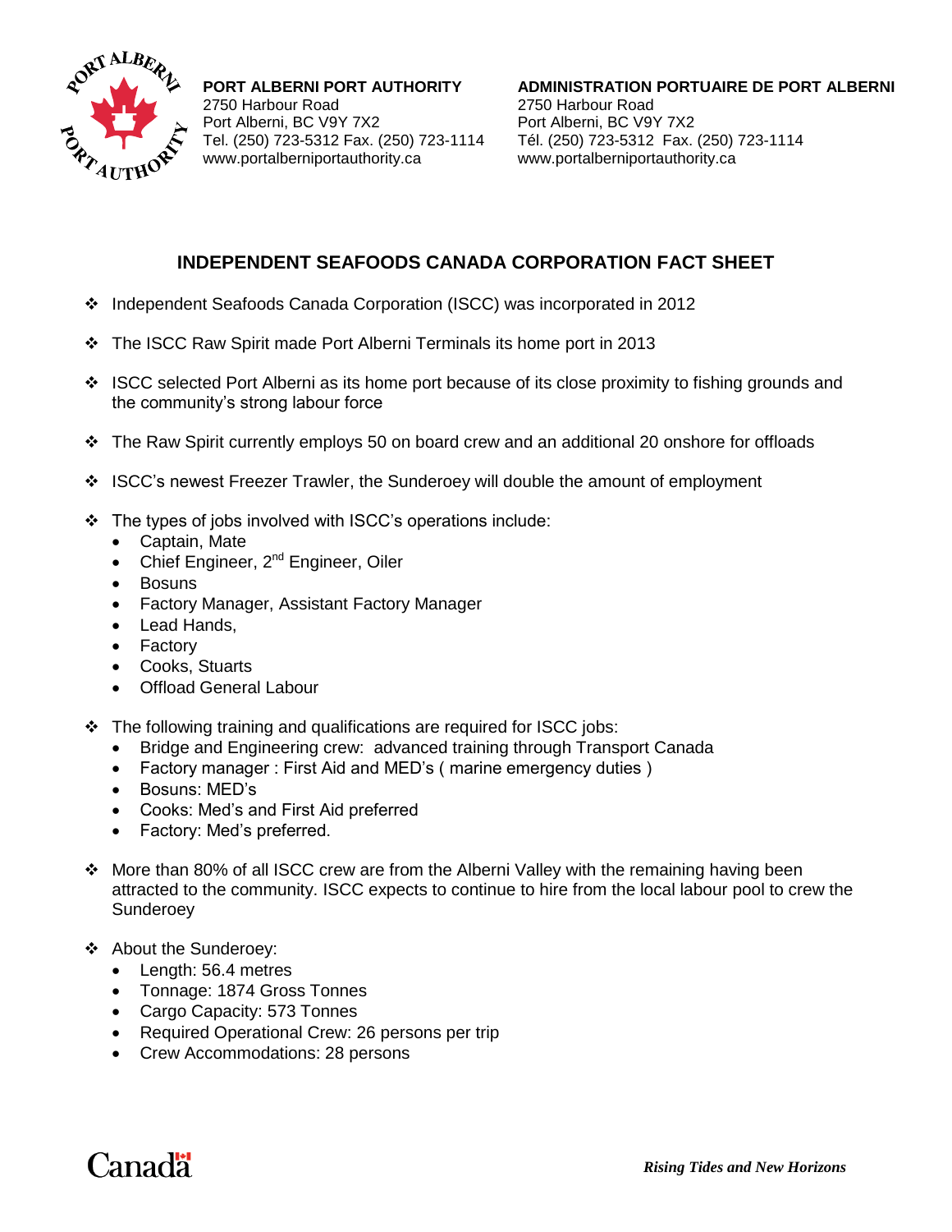**PORT ALBERNI PORT AUTHORITY**
2750 Harbour Road
Port Alberni, BC V9Y 7X2
Tel. (250) 723-5312 Fax. (250) 723-1114
www.portalberniportauthority.ca

**ADMINISTRATION PORTUAIRE DE PORT ALBERNI**
2750 Harbour Road
Port Alberni, BC V9Y 7X2
Tél. (250) 723-5312 Fax. (250) 723-1114
www.portalberniportauthority.ca

## INDEPENDENT SEAFOODS CANADA CORPORATION FACT SHEET

- Independent Seafoods Canada Corporation (ISCC) was incorporated in 2012
- The ISCC Raw Spirit made Port Alberni Terminals its home port in 2013
- ISCC selected Port Alberni as its home port because of its close proximity to fishing grounds and the community's strong labour force
- The Raw Spirit currently employs 50 on board crew and an additional 20 onshore for offloads
- ISCC's newest Freezer Trawler, the Sunderoey will double the amount of employment
- The types of jobs involved with ISCC's operations include:
  - Captain, Mate
  - Chief Engineer, 2nd Engineer, Oiler
  - Bosuns
  - Factory Manager, Assistant Factory Manager
  - Lead Hands,
  - Factory
  - Cooks, Stuarts
  - Offload General Labour
- The following training and qualifications are required for ISCC jobs:
  - Bridge and Engineering crew: advanced training through Transport Canada
  - Factory manager : First Aid and MED's ( marine emergency duties )
  - Bosuns: MED's
  - Cooks: Med's and First Aid preferred
  - Factory: Med's preferred.
- More than 80% of all ISCC crew are from the Alberni Valley with the remaining having been attracted to the community. ISCC expects to continue to hire from the local labour pool to crew the Sunderoey
- About the Sunderoey:
  - Length: 56.4 metres
  - Tonnage: 1874 Gross Tonnes
  - Cargo Capacity: 573 Tonnes
  - Required Operational Crew: 26 persons per trip
  - Crew Accommodations: 28 persons

Canada

*Rising Tides and New Horizons*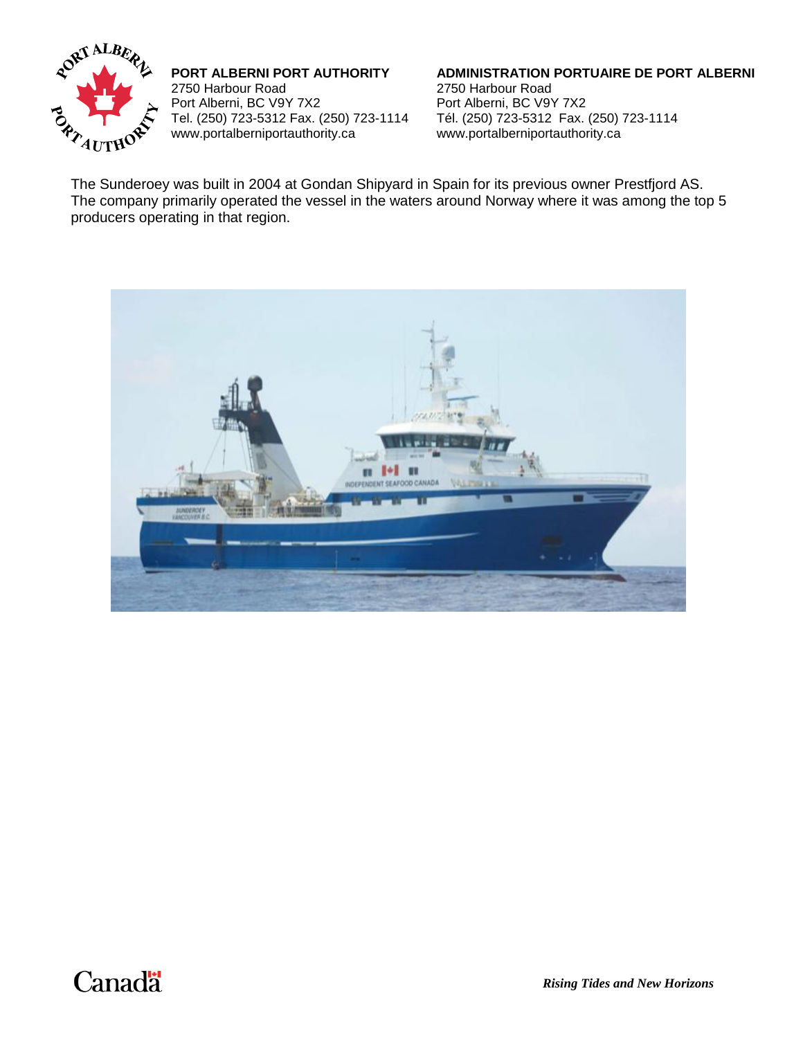The Sunderoey was built in 2004 at Gondan Shipyard in Spain for its previous owner Prestfjord AS. The company primarily operated the vessel in the waters around Norway where it was among the top 5 producers operating in that region.